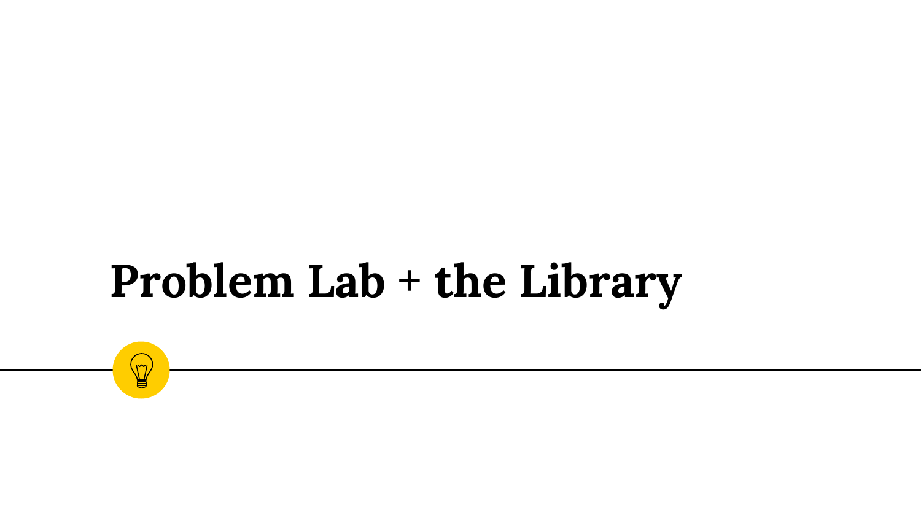# Problem Lab + the Library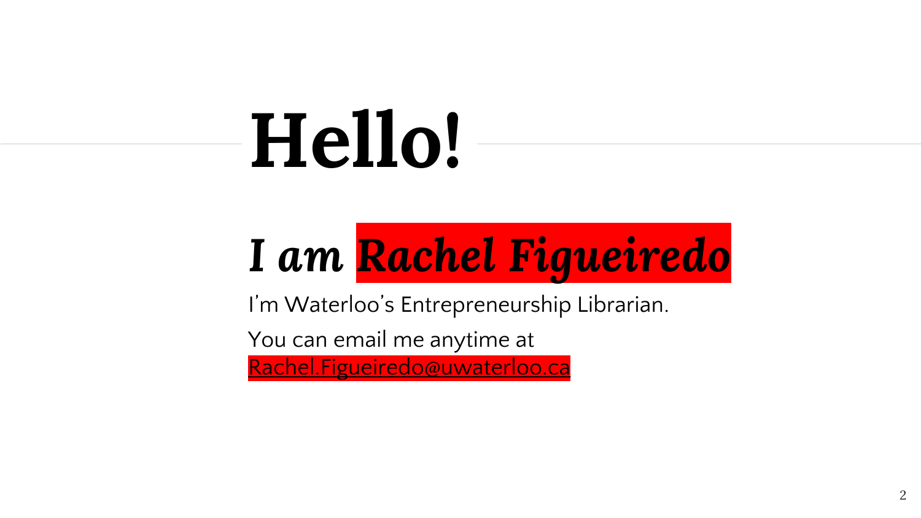# Hello!

## *I am Rachel Figueiredo*

I'm Waterloo's Entrepreneurship Librarian.

You can email me anytime at Rachel.Figueiredo@uwaterloo.ca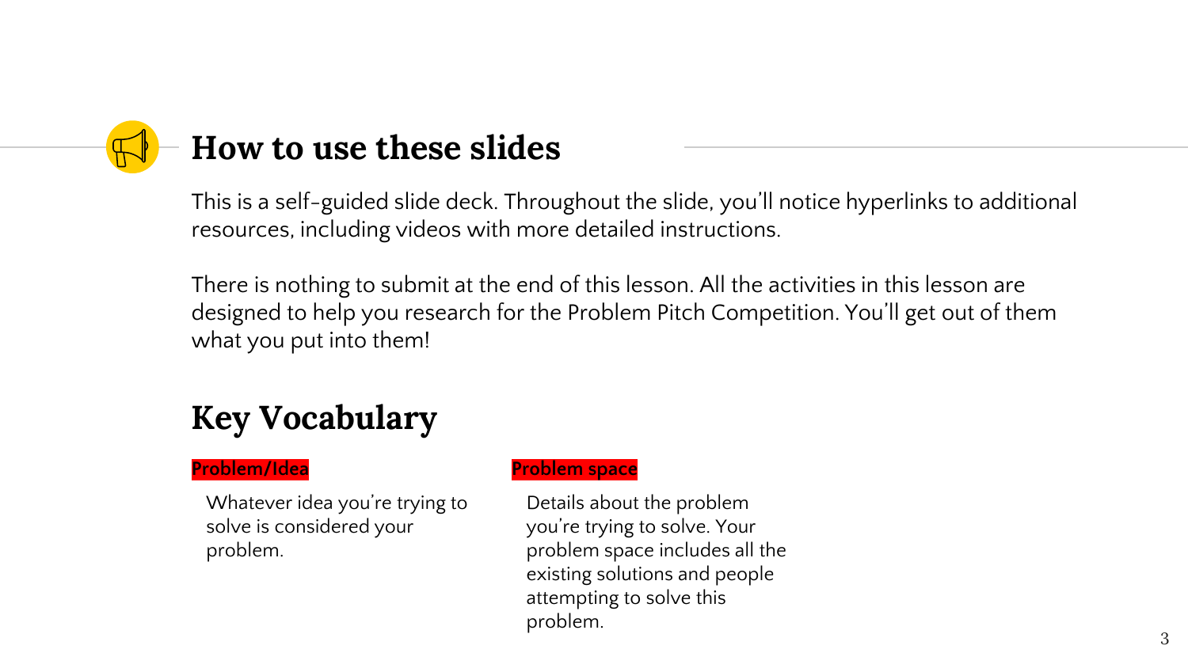# How to use these slides

This is a self-guided slide deck. Throughout the slide, you'll notice hyperlinks to additional resources, including videos with more detailed instructions.

There is nothing to submit at the end of this lesson. All the activities in this lesson are designed to help you research for the Problem Pitch Competition. You'll get out of them what you put into them!

## Key Vocabulary

**Problem/Idea**

Whatever idea you're trying to solve is considered your problem.

**Problem space**

Details about the problem you're trying to solve. Your problem space includes all the existing solutions and people attempting to solve this problem.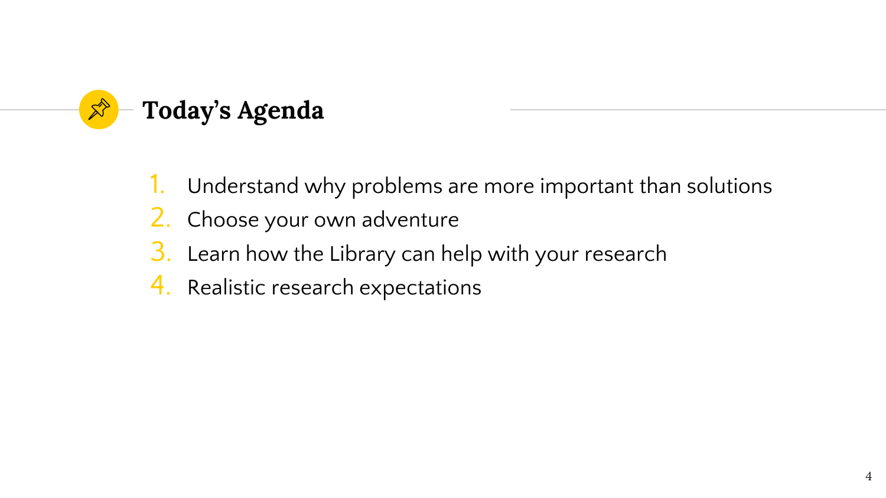## Today's Agenda

1. Understand why problems are more important than solutions
2. Choose your own adventure
3. Learn how the Library can help with your research
4. Realistic research expectations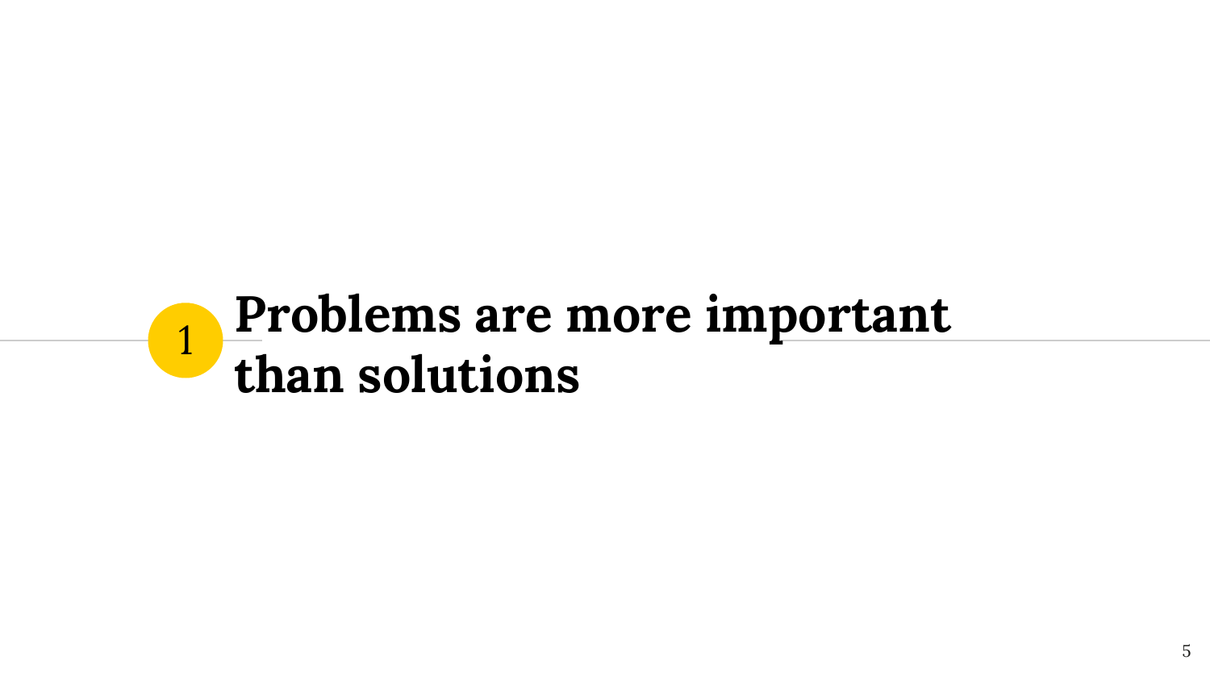# 1 Problems are more important than solutions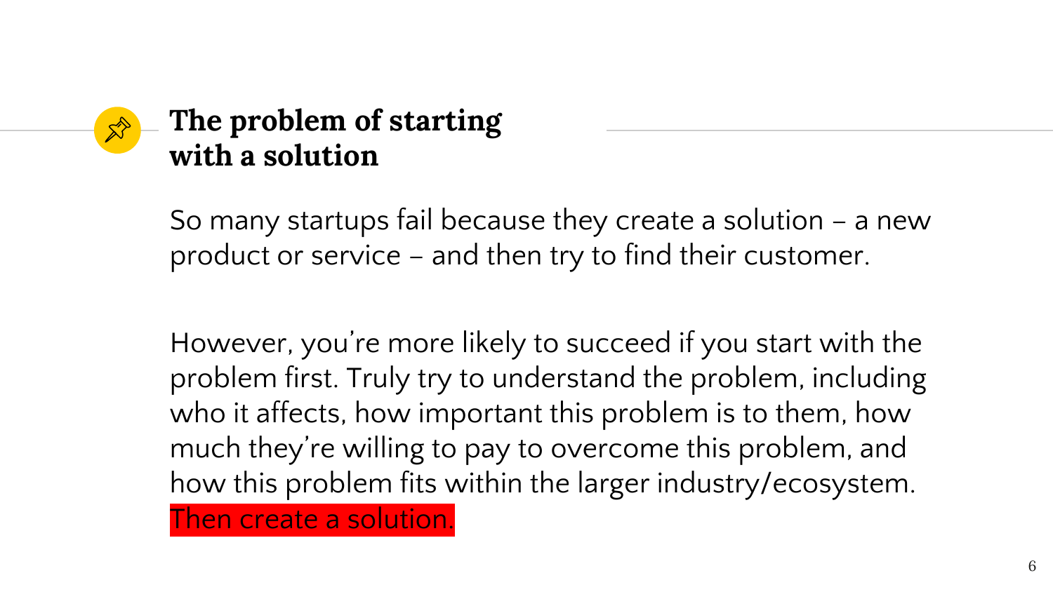## The problem of starting with a solution

So many startups fail because they create a solution – a new product or service – and then try to find their customer.

However, you're more likely to succeed if you start with the problem first. Truly try to understand the problem, including who it affects, how important this problem is to them, how much they're willing to pay to overcome this problem, and how this problem fits within the larger industry/ecosystem. Then create a solution.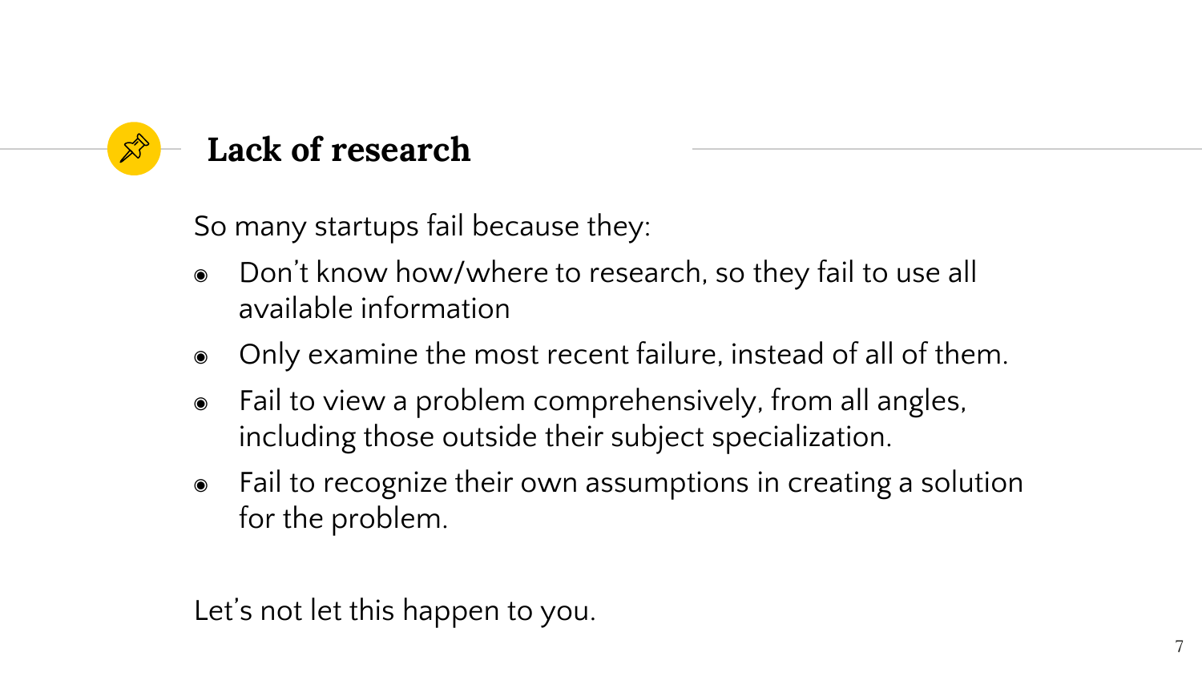## Lack of research

So many startups fail because they:

- Don’t know how/where to research, so they fail to use all available information
- Only examine the most recent failure, instead of all of them.
- Fail to view a problem comprehensively, from all angles, including those outside their subject specialization.
- Fail to recognize their own assumptions in creating a solution for the problem.

Let’s not let this happen to you.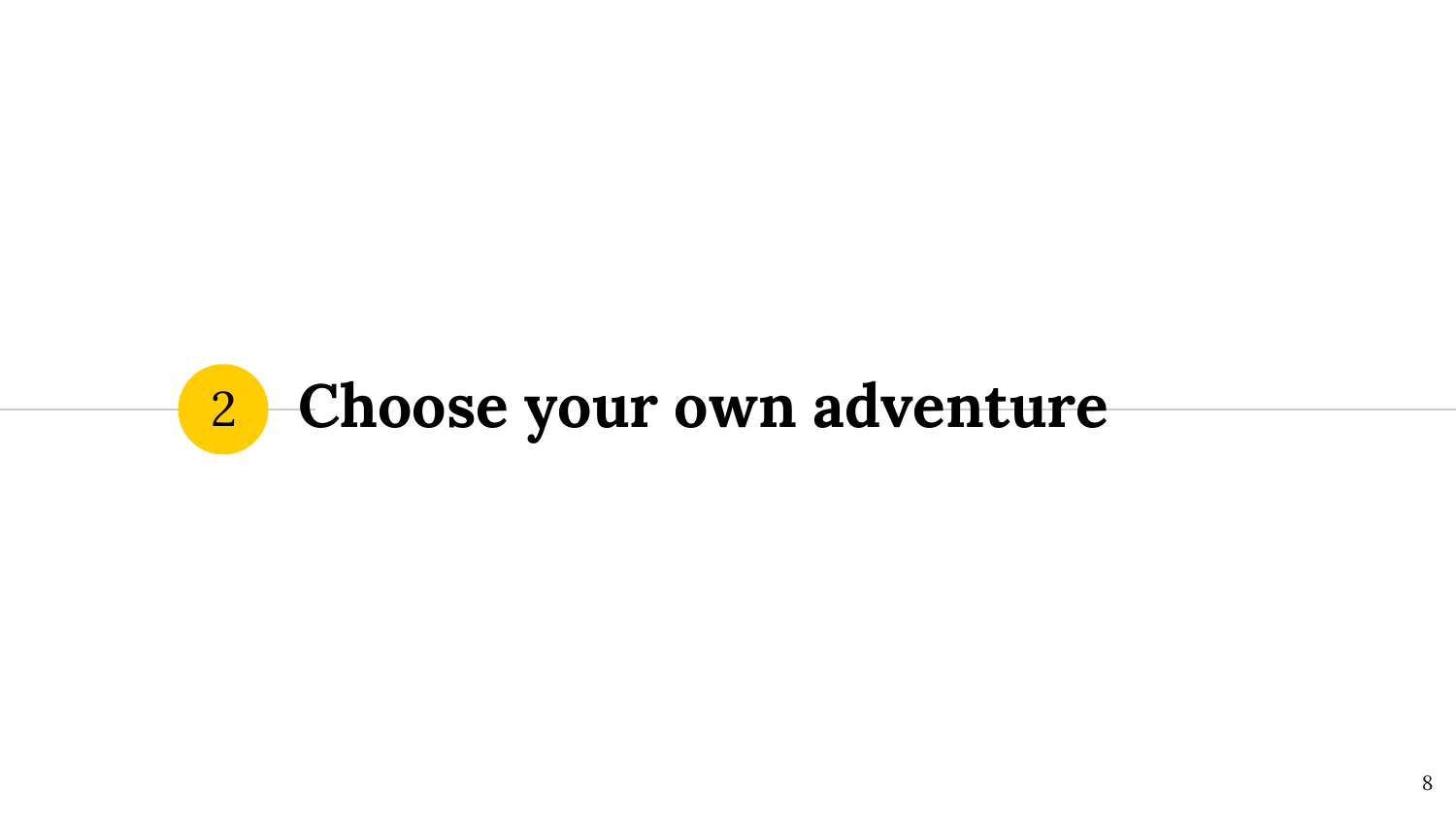# 2 Choose your own adventure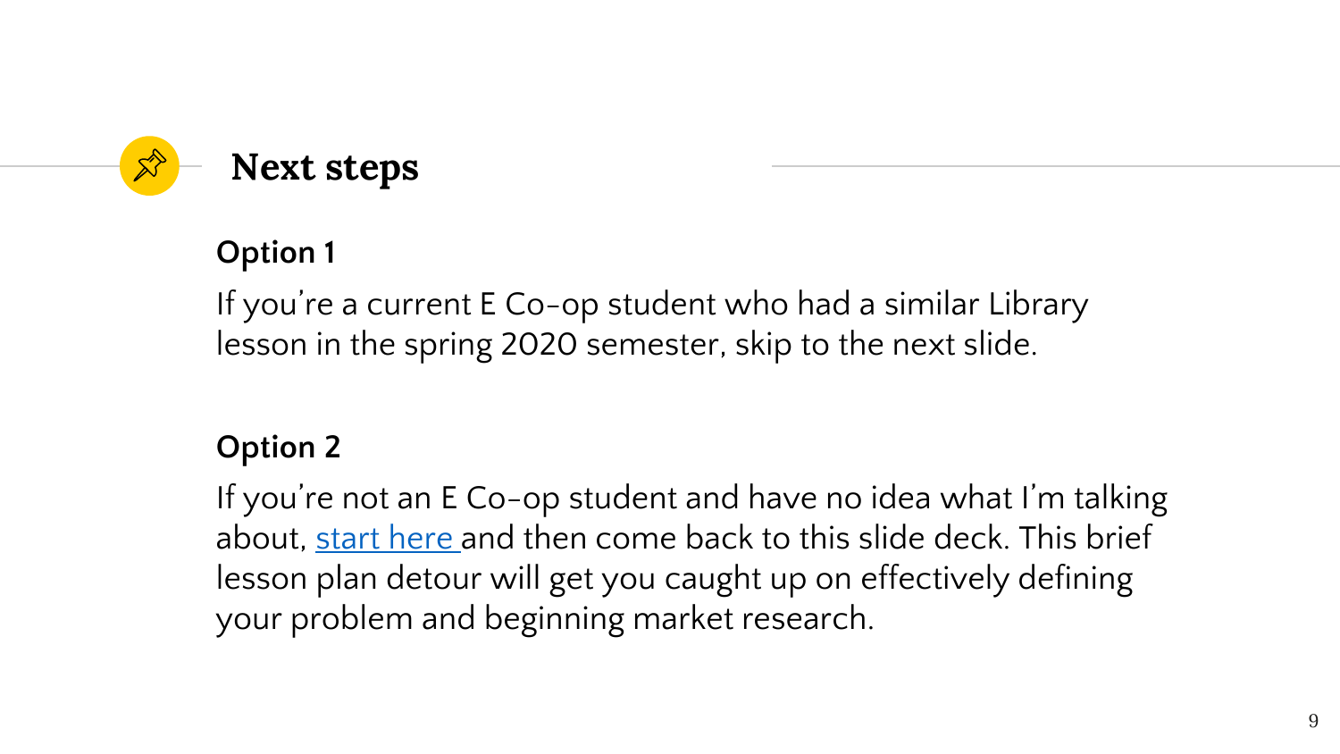## Next steps

### Option 1

If you're a current E Co-op student who had a similar Library lesson in the spring 2020 semester, skip to the next slide.

### Option 2

If you're not an E Co-op student and have no idea what I'm talking about, start here and then come back to this slide deck. This brief lesson plan detour will get you caught up on effectively defining your problem and beginning market research.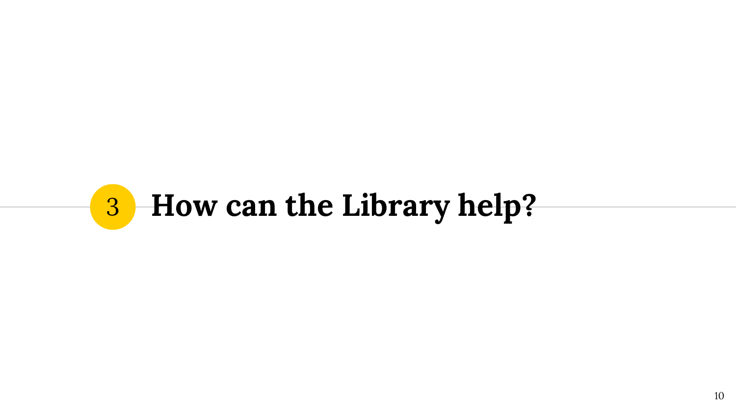# 3 How can the Library help?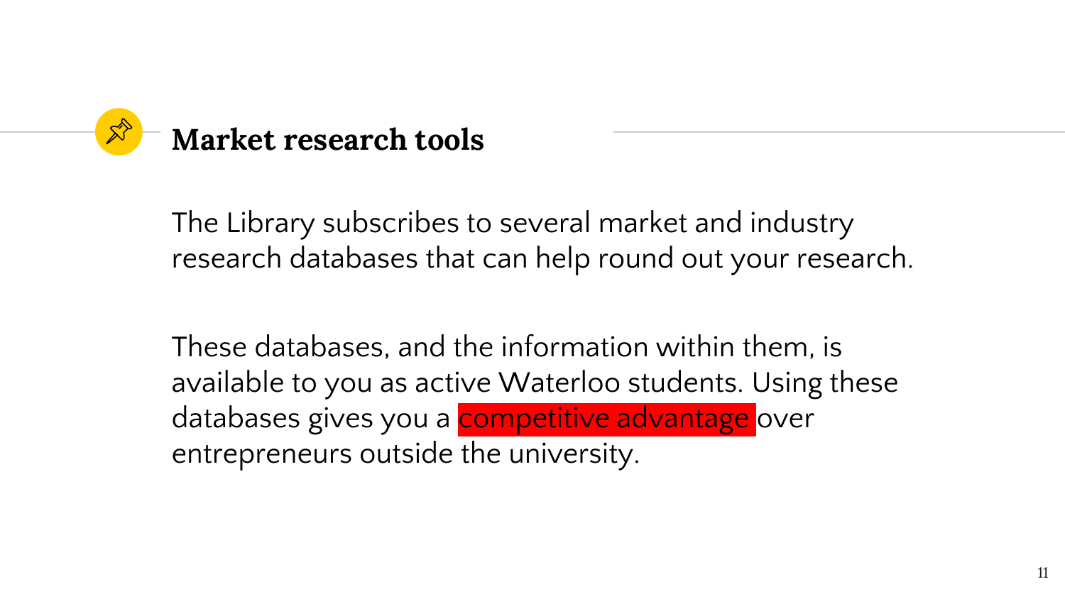## Market research tools

The Library subscribes to several market and industry research databases that can help round out your research.

These databases, and the information within them, is available to you as active Waterloo students. Using these databases gives you a **competitive advantage** over entrepreneurs outside the university.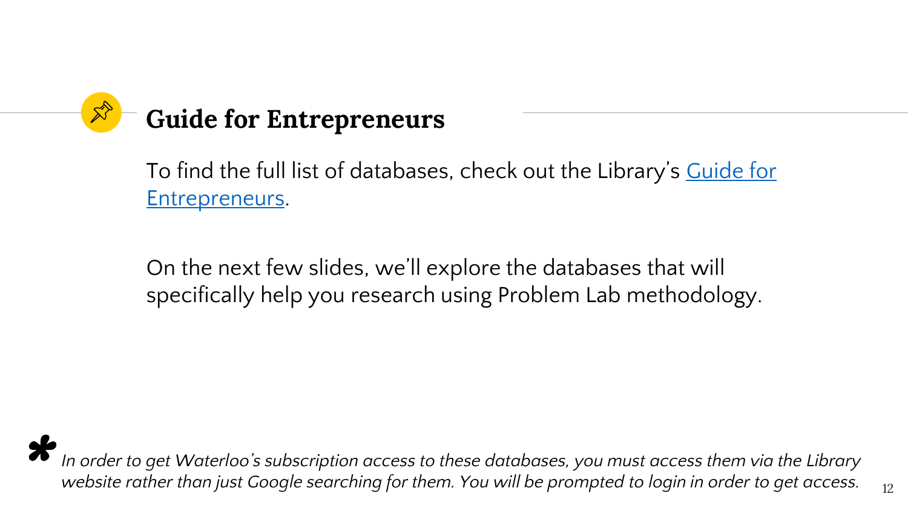## Guide for Entrepreneurs

To find the full list of databases, check out the Library's Guide for Entrepreneurs.

On the next few slides, we'll explore the databases that will specifically help you research using Problem Lab methodology.

*\* In order to get Waterloo's subscription access to these databases, you must access them via the Library website rather than just Google searching for them. You will be prompted to login in order to get access.*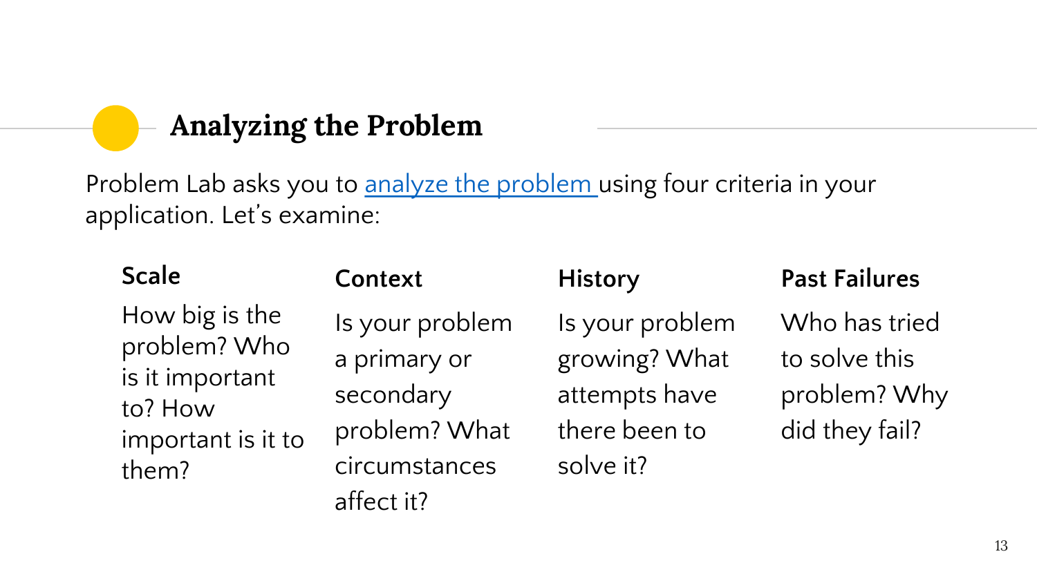## Analyzing the Problem

Problem Lab asks you to [analyze the problem](analyze the problem) using four criteria in your application. Let's examine:

### Scale

How big is the problem? Who is it important to? How important is it to them?

### Context

Is your problem a primary or secondary problem? What circumstances affect it?

### History

Is your problem growing? What attempts have there been to solve it?

### Past Failures

Who has tried to solve this problem? Why did they fail?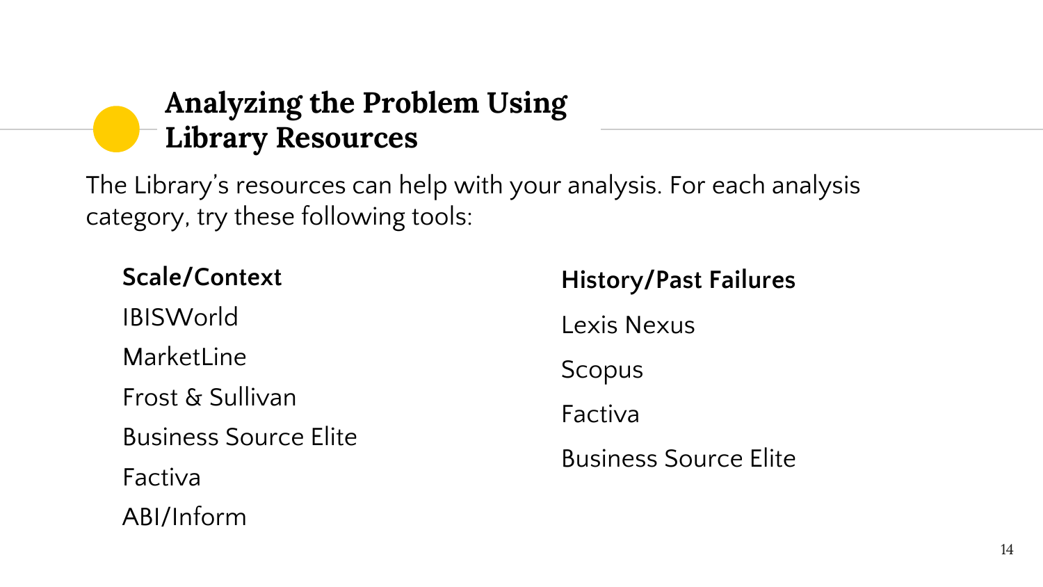## Analyzing the Problem Using Library Resources

The Library's resources can help with your analysis. For each analysis category, try these following tools:

**Scale/Context**

- IBISWorld
- MarketLine
- Frost & Sullivan
- Business Source Elite
- Factiva
- ABI/Inform

**History/Past Failures**

- Lexis Nexus
- Scopus
- Factiva
- Business Source Elite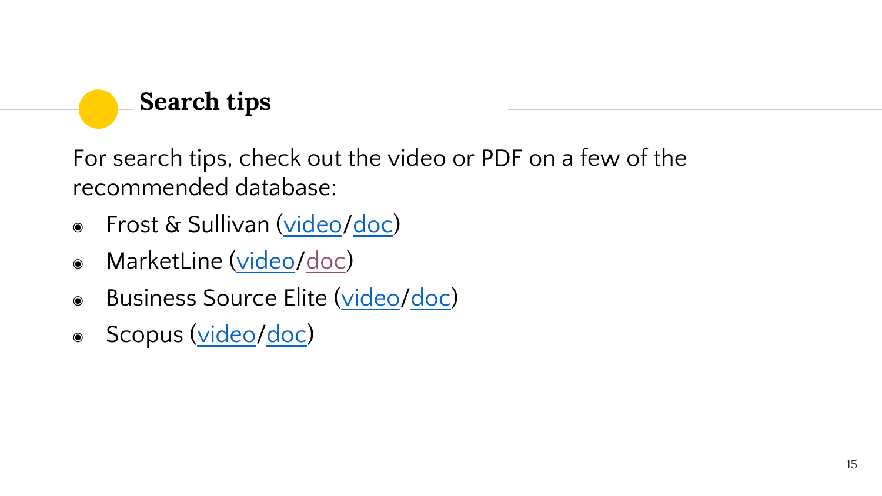## Search tips

For search tips, check out the video or PDF on a few of the recommended database:

- Frost & Sullivan (video/doc)
- MarketLine (video/doc)
- Business Source Elite (video/doc)
- Scopus (video/doc)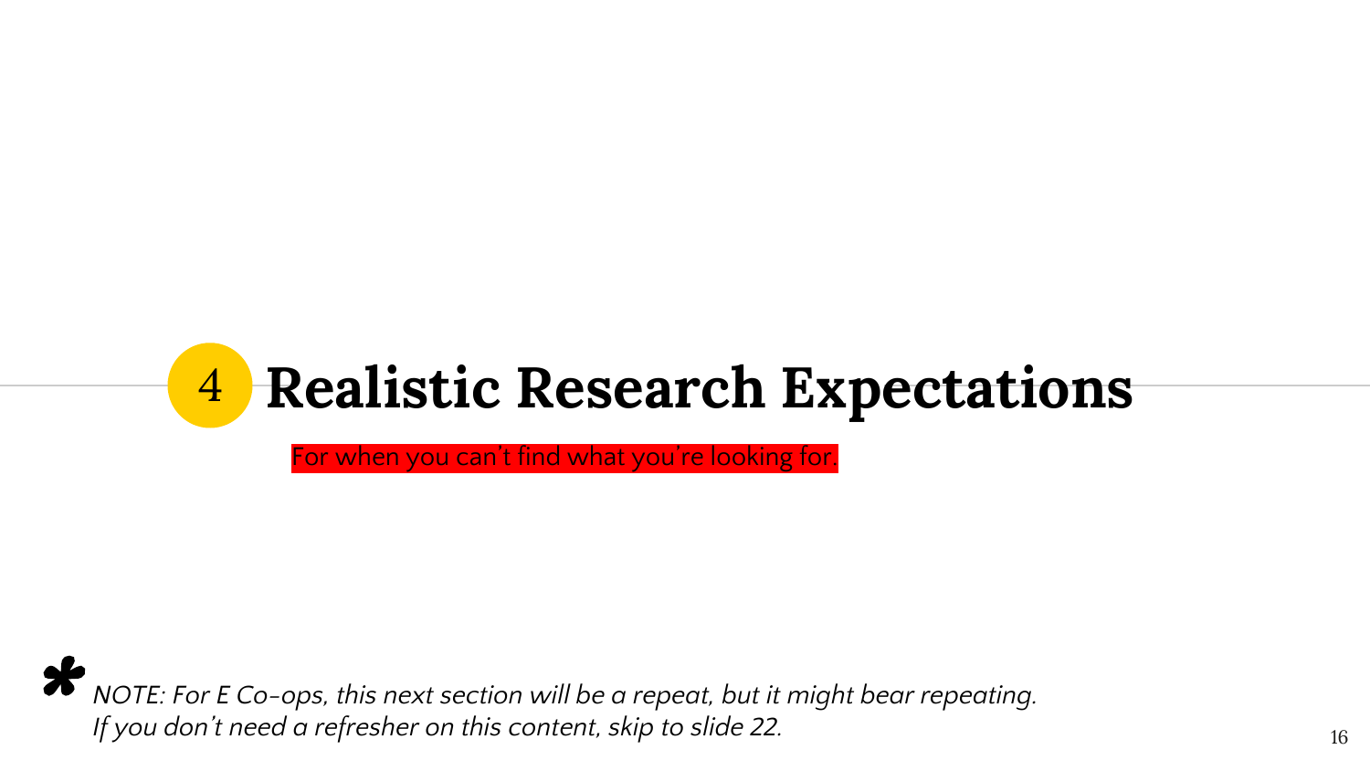# 4 Realistic Research Expectations

For when you can't find what you're looking for.

*NOTE: For E Co-ops, this next section will be a repeat, but it might bear repeating. If you don't need a refresher on this content, skip to slide 22.*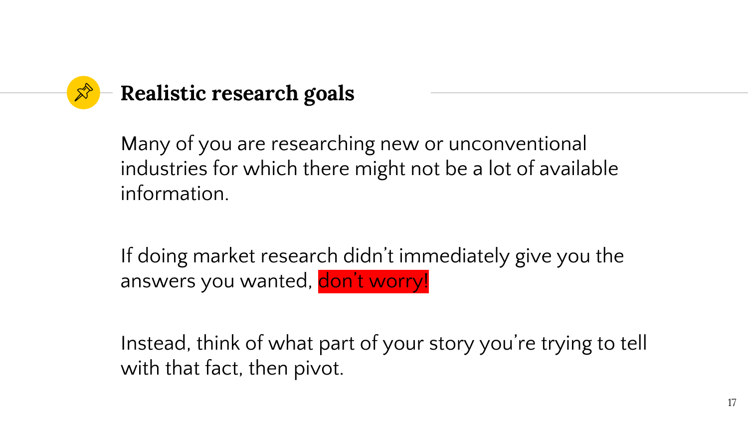## Realistic research goals

Many of you are researching new or unconventional industries for which there might not be a lot of available information.

If doing market research didn't immediately give you the answers you wanted, don't worry!

Instead, think of what part of your story you're trying to tell with that fact, then pivot.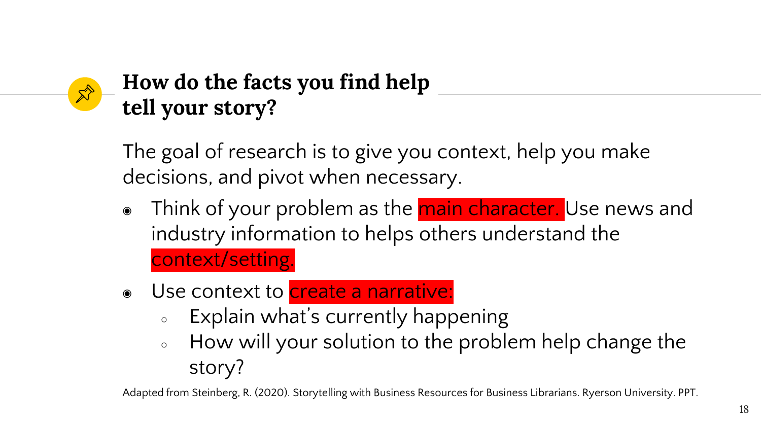## How do the facts you find help tell your story?

The goal of research is to give you context, help you make decisions, and pivot when necessary.

- Think of your problem as the main character. Use news and industry information to helps others understand the context/setting.
- Use context to create a narrative:
  - Explain what's currently happening
  - How will your solution to the problem help change the story?

Adapted from Steinberg, R. (2020). Storytelling with Business Resources for Business Librarians. Ryerson University. PPT.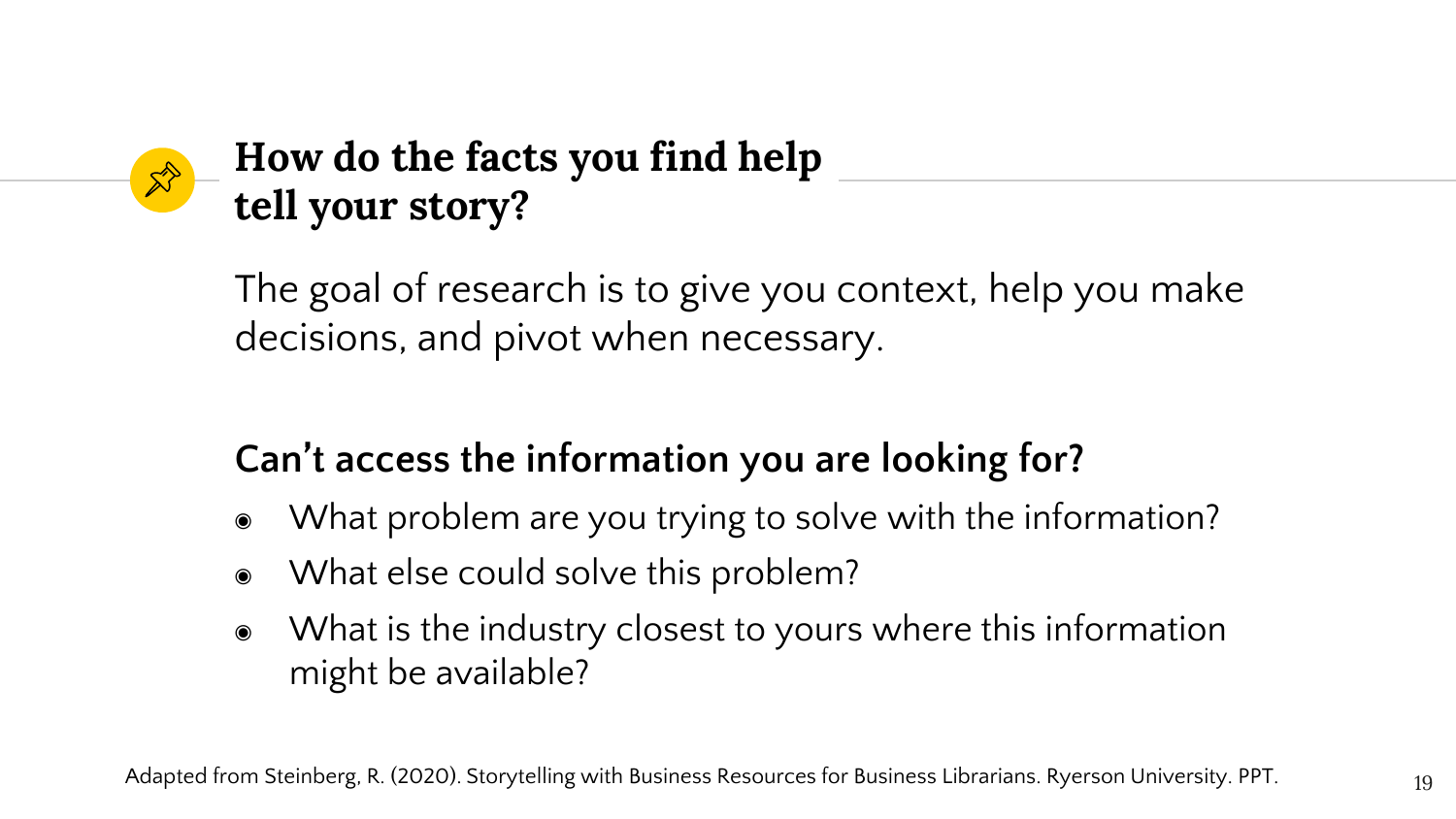## How do the facts you find help tell your story?

The goal of research is to give you context, help you make decisions, and pivot when necessary.

### Can't access the information you are looking for?

- What problem are you trying to solve with the information?
- What else could solve this problem?
- What is the industry closest to yours where this information might be available?

Adapted from Steinberg, R. (2020). Storytelling with Business Resources for Business Librarians. Ryerson University. PPT.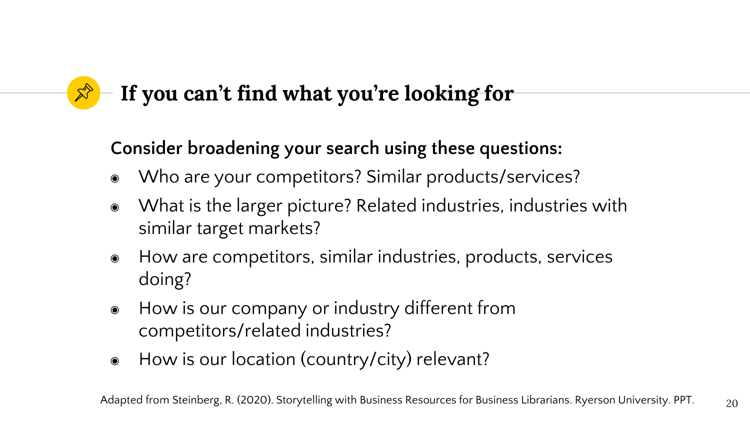## If you can’t find what you’re looking for

**Consider broadening your search using these questions:**

- Who are your competitors? Similar products/services?
- What is the larger picture? Related industries, industries with similar target markets?
- How are competitors, similar industries, products, services doing?
- How is our company or industry different from competitors/related industries?
- How is our location (country/city) relevant?

Adapted from Steinberg, R. (2020). Storytelling with Business Resources for Business Librarians. Ryerson University. PPT.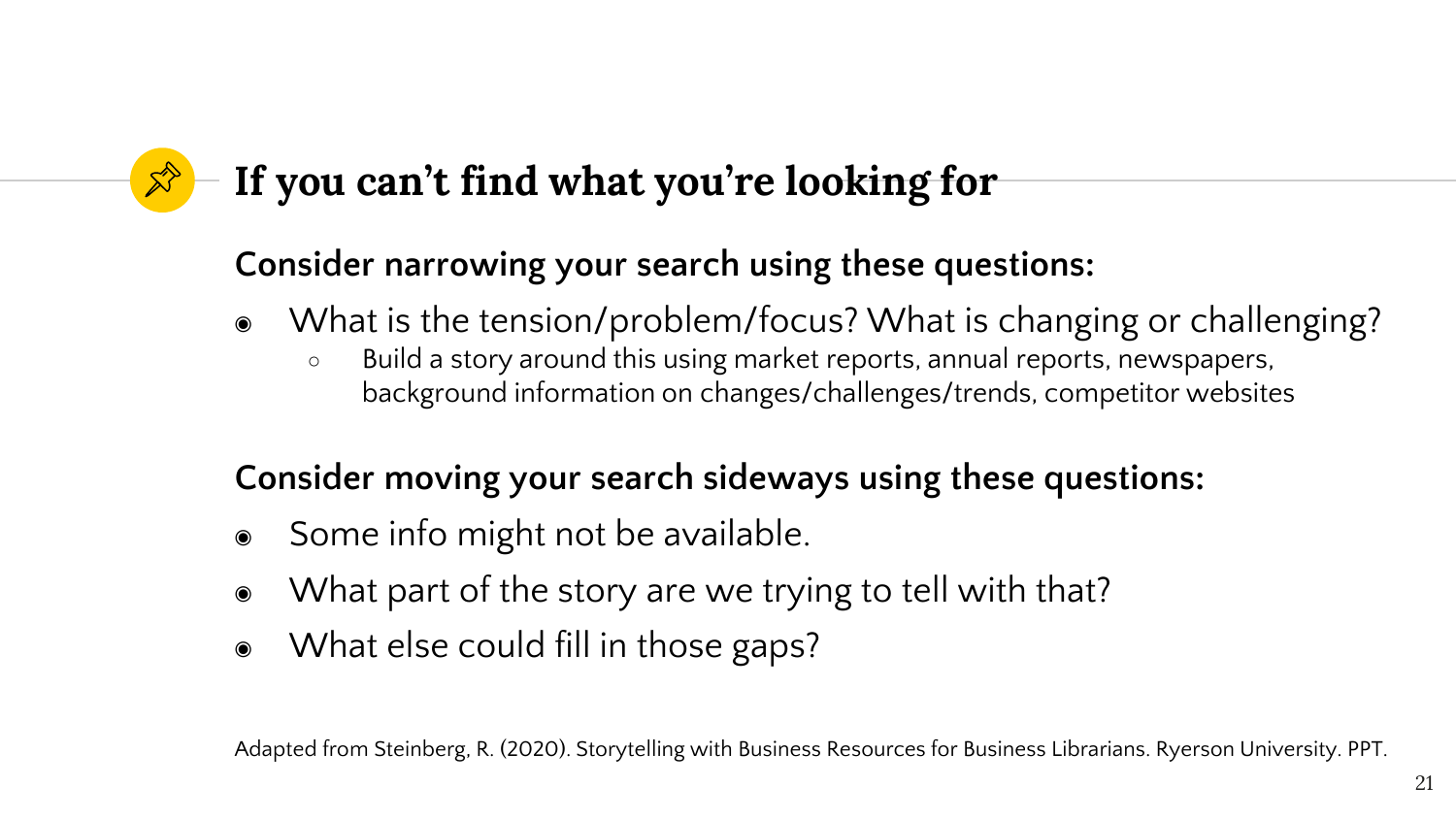# If you can't find what you're looking for

**Consider narrowing your search using these questions:**

- What is the tension/problem/focus? What is changing or challenging?
  - Build a story around this using market reports, annual reports, newspapers, background information on changes/challenges/trends, competitor websites

**Consider moving your search sideways using these questions:**

- Some info might not be available.
- What part of the story are we trying to tell with that?
- What else could fill in those gaps?

Adapted from Steinberg, R. (2020). Storytelling with Business Resources for Business Librarians. Ryerson University. PPT.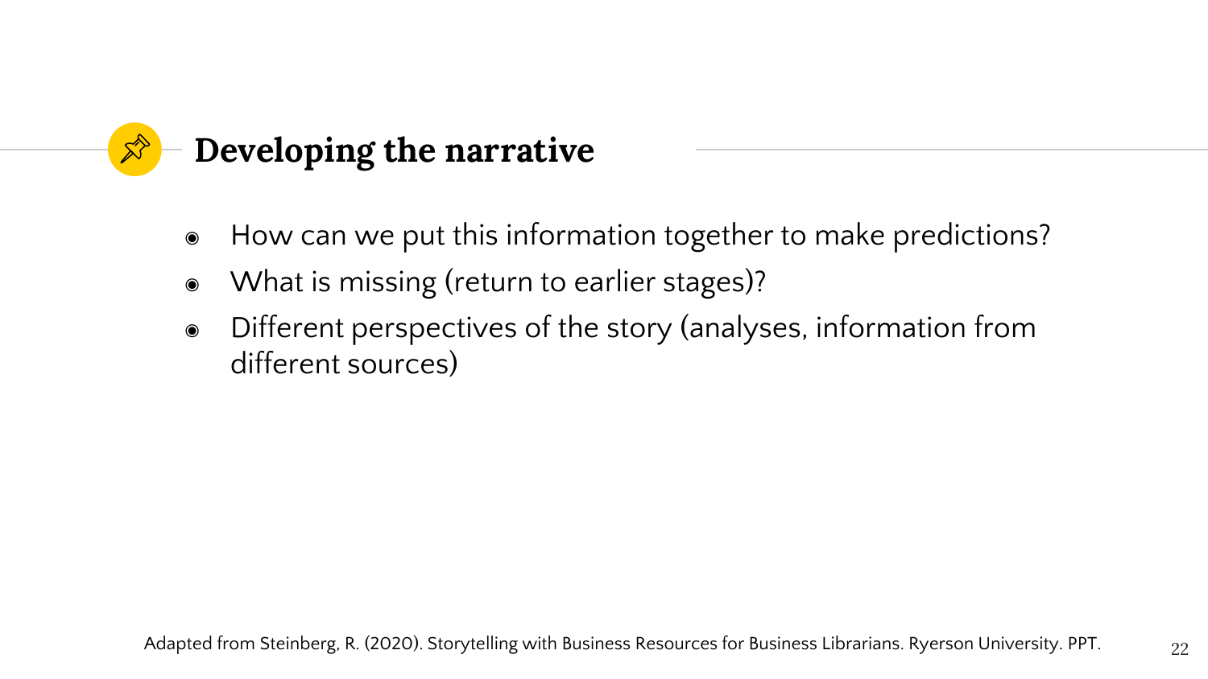## Developing the narrative

- How can we put this information together to make predictions?
- What is missing (return to earlier stages)?
- Different perspectives of the story (analyses, information from different sources)

Adapted from Steinberg, R. (2020). Storytelling with Business Resources for Business Librarians. Ryerson University. PPT.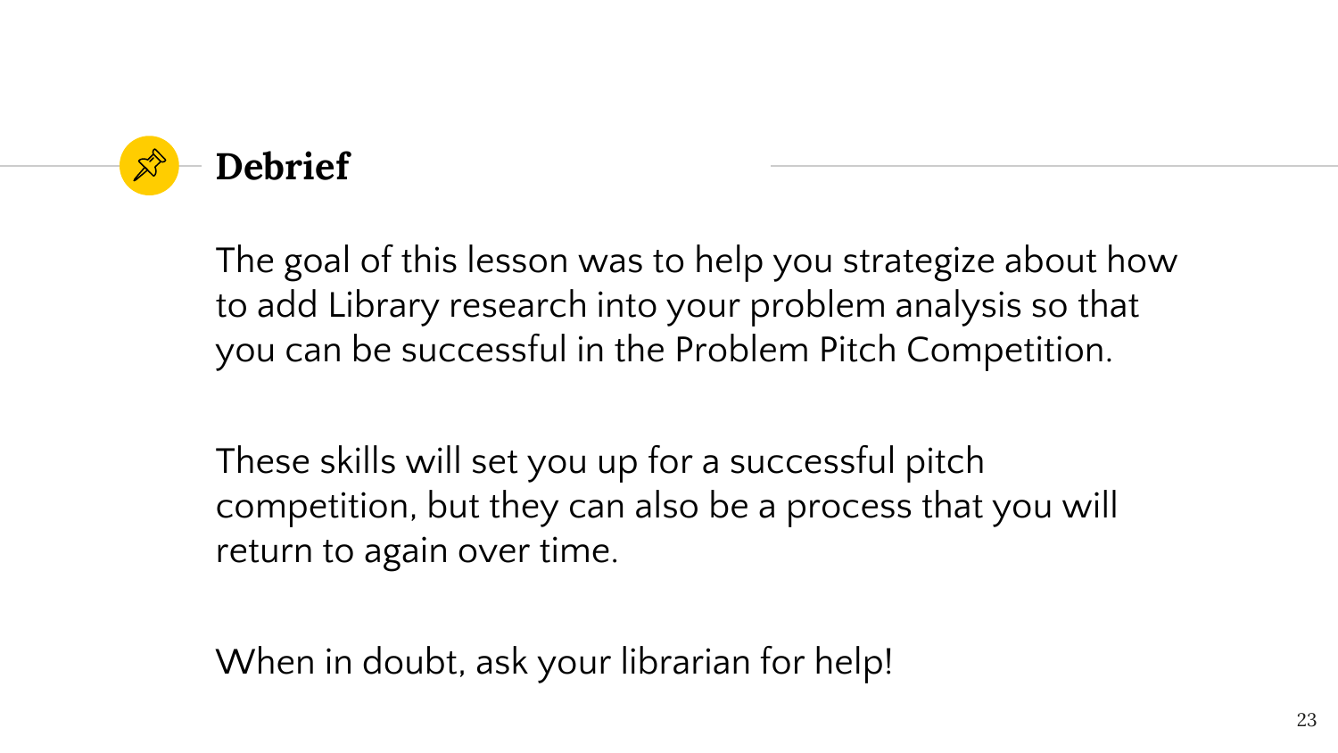## Debrief

The goal of this lesson was to help you strategize about how to add Library research into your problem analysis so that you can be successful in the Problem Pitch Competition.

These skills will set you up for a successful pitch competition, but they can also be a process that you will return to again over time.

When in doubt, ask your librarian for help!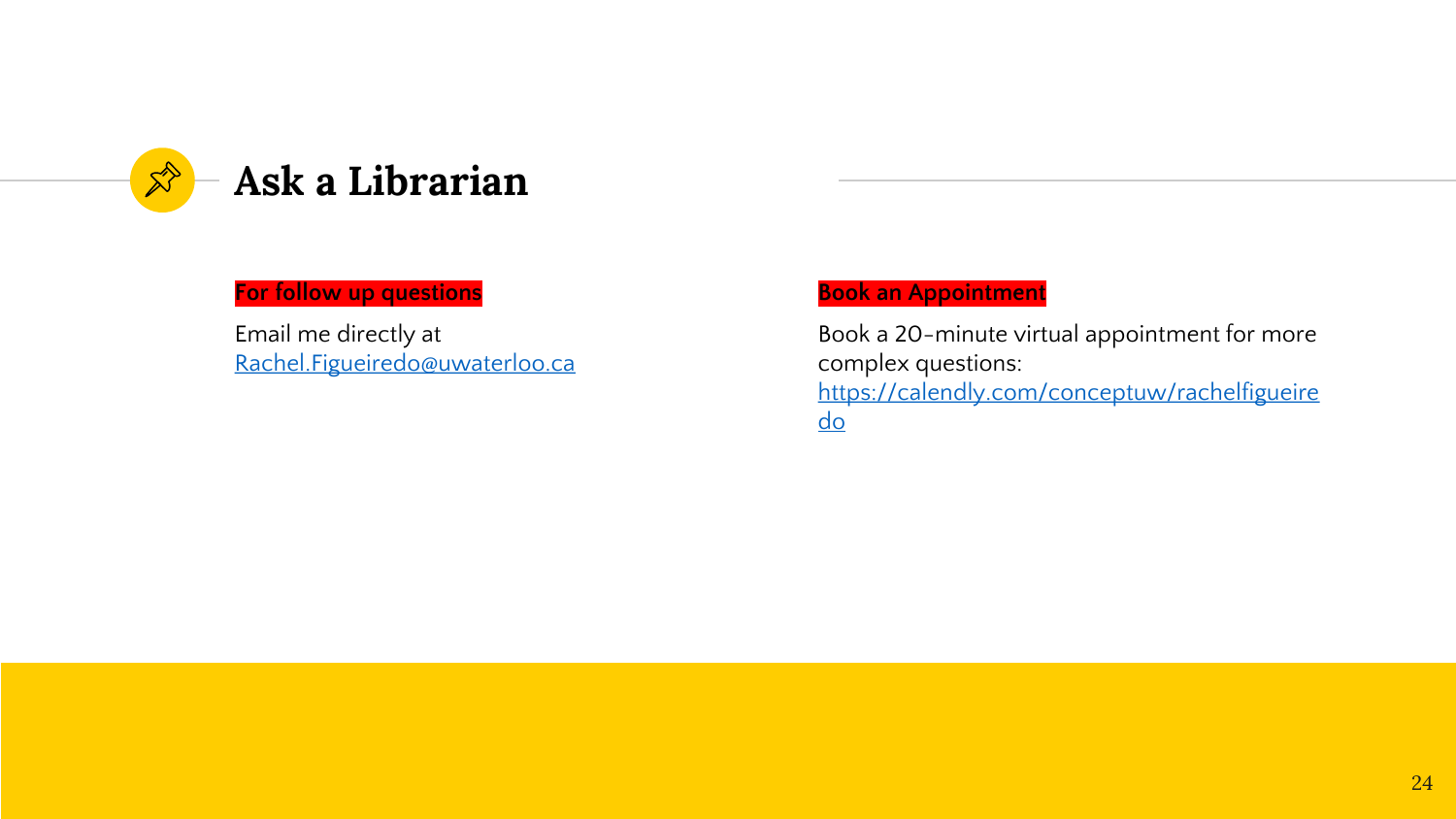# Ask a Librarian

**For follow up questions**

Email me directly at [Rachel.Figueiredo@uwaterloo.ca](mailto:Rachel.Figueiredo@uwaterloo.ca)

**Book an Appointment**

Book a 20-minute virtual appointment for more complex questions: [https://calendly.com/conceptuw/rachelfigueiredo](https://calendly.com/conceptuw/rachelfigueiredo)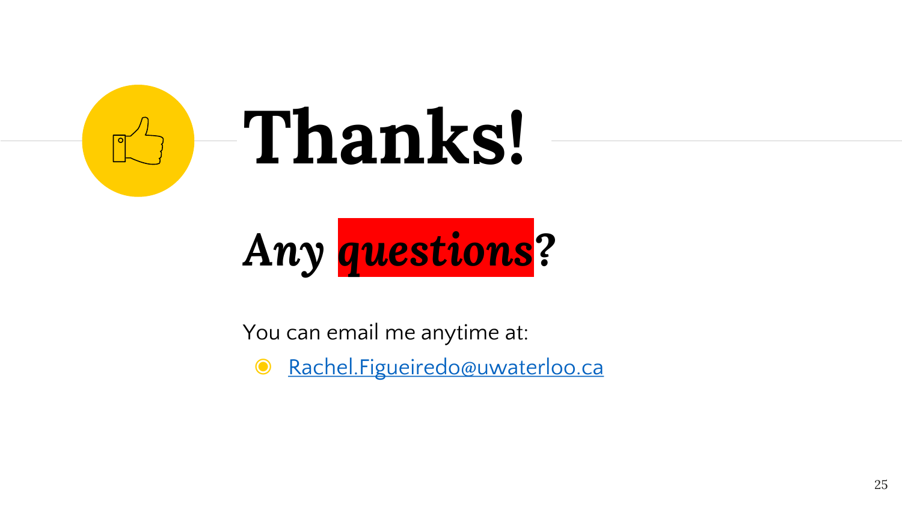# Thanks!

## *Any questions?*

You can email me anytime at:

- [Rachel.Figueiredo@uwaterloo.ca](mailto:Rachel.Figueiredo@uwaterloo.ca)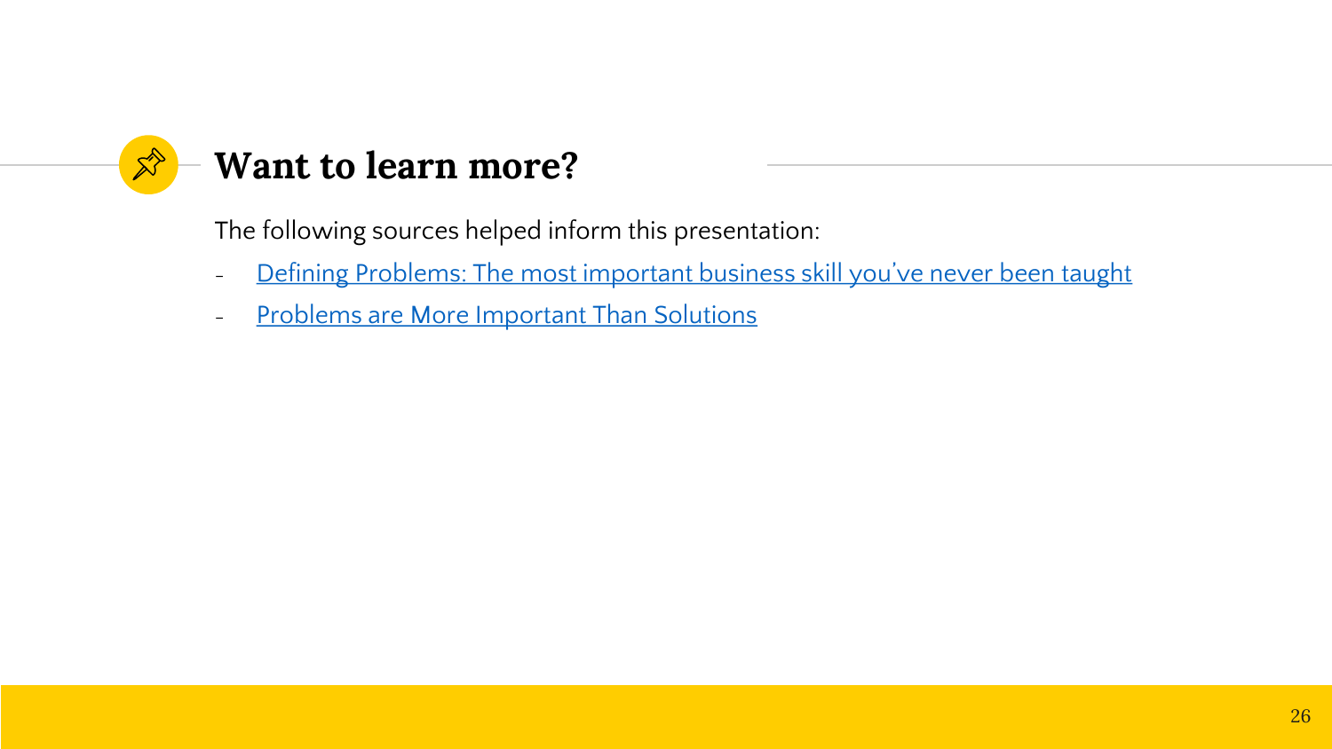## Want to learn more?

The following sources helped inform this presentation:

- Defining Problems: The most important business skill you've never been taught
- Problems are More Important Than Solutions